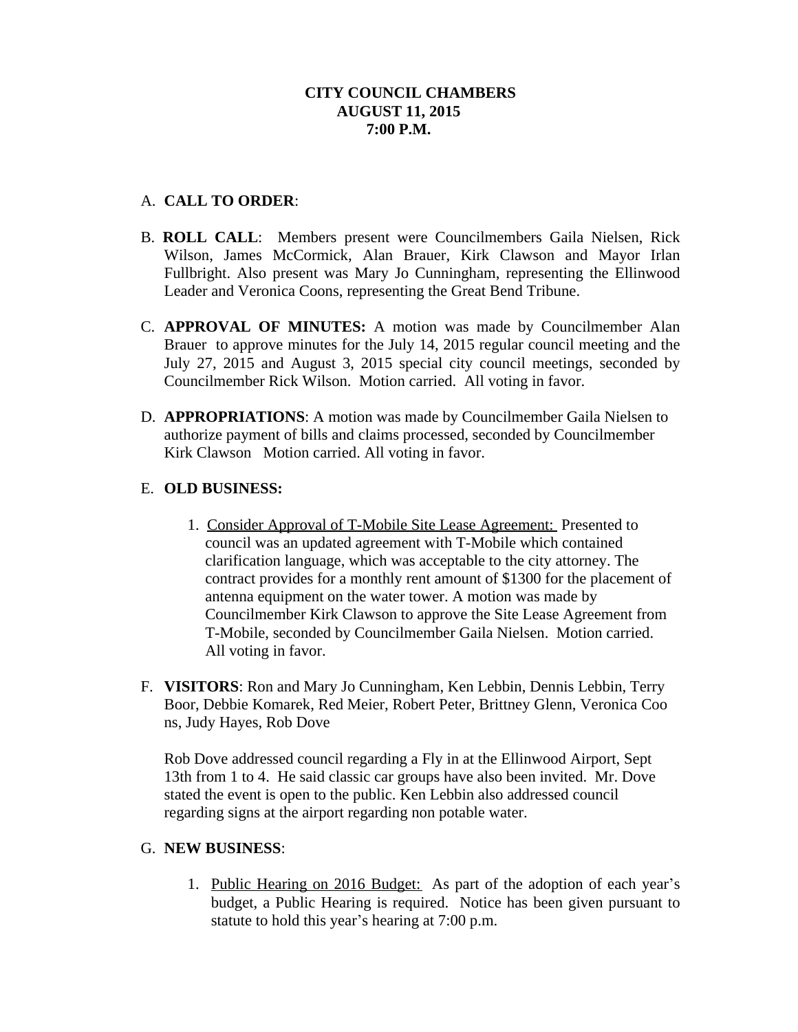**CITY COUNCIL CHAMBERS**
**AUGUST 11, 2015**
**7:00 P.M.**

A. **CALL TO ORDER**:

B. **ROLL CALL**: Members present were Councilmembers Gaila Nielsen, Rick Wilson, James McCormick, Alan Brauer, Kirk Clawson and Mayor Irlan Fullbright. Also present was Mary Jo Cunningham, representing the Ellinwood Leader and Veronica Coons, representing the Great Bend Tribune.

C. **APPROVAL OF MINUTES:** A motion was made by Councilmember Alan Brauer to approve minutes for the July 14, 2015 regular council meeting and the July 27, 2015 and August 3, 2015 special city council meetings, seconded by Councilmember Rick Wilson. Motion carried. All voting in favor.

D. **APPROPRIATIONS**: A motion was made by Councilmember Gaila Nielsen to authorize payment of bills and claims processed, seconded by Councilmember Kirk Clawson Motion carried. All voting in favor.

E. **OLD BUSINESS:**

1. Consider Approval of T-Mobile Site Lease Agreement: Presented to council was an updated agreement with T-Mobile which contained clarification language, which was acceptable to the city attorney. The contract provides for a monthly rent amount of $1300 for the placement of antenna equipment on the water tower. A motion was made by Councilmember Kirk Clawson to approve the Site Lease Agreement from T-Mobile, seconded by Councilmember Gaila Nielsen. Motion carried. All voting in favor.

F. **VISITORS**: Ron and Mary Jo Cunningham, Ken Lebbin, Dennis Lebbin, Terry Boor, Debbie Komarek, Red Meier, Robert Peter, Brittney Glenn, Veronica Coons, Judy Hayes, Rob Dove

Rob Dove addressed council regarding a Fly in at the Ellinwood Airport, Sept 13th from 1 to 4. He said classic car groups have also been invited. Mr. Dove stated the event is open to the public. Ken Lebbin also addressed council regarding signs at the airport regarding non potable water.

G. **NEW BUSINESS**:

1. Public Hearing on 2016 Budget: As part of the adoption of each year's budget, a Public Hearing is required. Notice has been given pursuant to statute to hold this year's hearing at 7:00 p.m.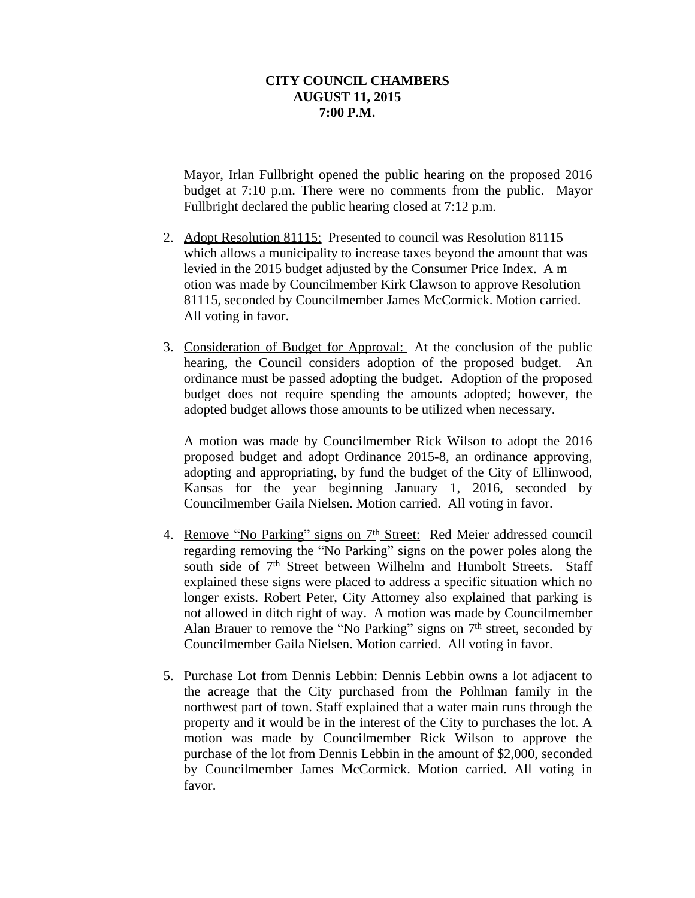**CITY COUNCIL CHAMBERS**
**AUGUST 11, 2015**
**7:00 P.M.**

Mayor, Irlan Fullbright opened the public hearing on the proposed 2016 budget at 7:10 p.m. There were no comments from the public. Mayor Fullbright declared the public hearing closed at 7:12 p.m.

2. Adopt Resolution 81115: Presented to council was Resolution 81115 which allows a municipality to increase taxes beyond the amount that was levied in the 2015 budget adjusted by the Consumer Price Index. A m otion was made by Councilmember Kirk Clawson to approve Resolution 81115, seconded by Councilmember James McCormick. Motion carried. All voting in favor.

3. Consideration of Budget for Approval: At the conclusion of the public hearing, the Council considers adoption of the proposed budget. An ordinance must be passed adopting the budget. Adoption of the proposed budget does not require spending the amounts adopted; however, the adopted budget allows those amounts to be utilized when necessary.

   A motion was made by Councilmember Rick Wilson to adopt the 2016 proposed budget and adopt Ordinance 2015-8, an ordinance approving, adopting and appropriating, by fund the budget of the City of Ellinwood, Kansas for the year beginning January 1, 2016, seconded by Councilmember Gaila Nielsen. Motion carried. All voting in favor.

4. Remove "No Parking" signs on 7th Street: Red Meier addressed council regarding removing the "No Parking" signs on the power poles along the south side of 7th Street between Wilhelm and Humbolt Streets. Staff explained these signs were placed to address a specific situation which no longer exists. Robert Peter, City Attorney also explained that parking is not allowed in ditch right of way. A motion was made by Councilmember Alan Brauer to remove the "No Parking" signs on 7th street, seconded by Councilmember Gaila Nielsen. Motion carried. All voting in favor.

5. Purchase Lot from Dennis Lebbin: Dennis Lebbin owns a lot adjacent to the acreage that the City purchased from the Pohlman family in the northwest part of town. Staff explained that a water main runs through the property and it would be in the interest of the City to purchases the lot. A motion was made by Councilmember Rick Wilson to approve the purchase of the lot from Dennis Lebbin in the amount of $2,000, seconded by Councilmember James McCormick. Motion carried. All voting in favor.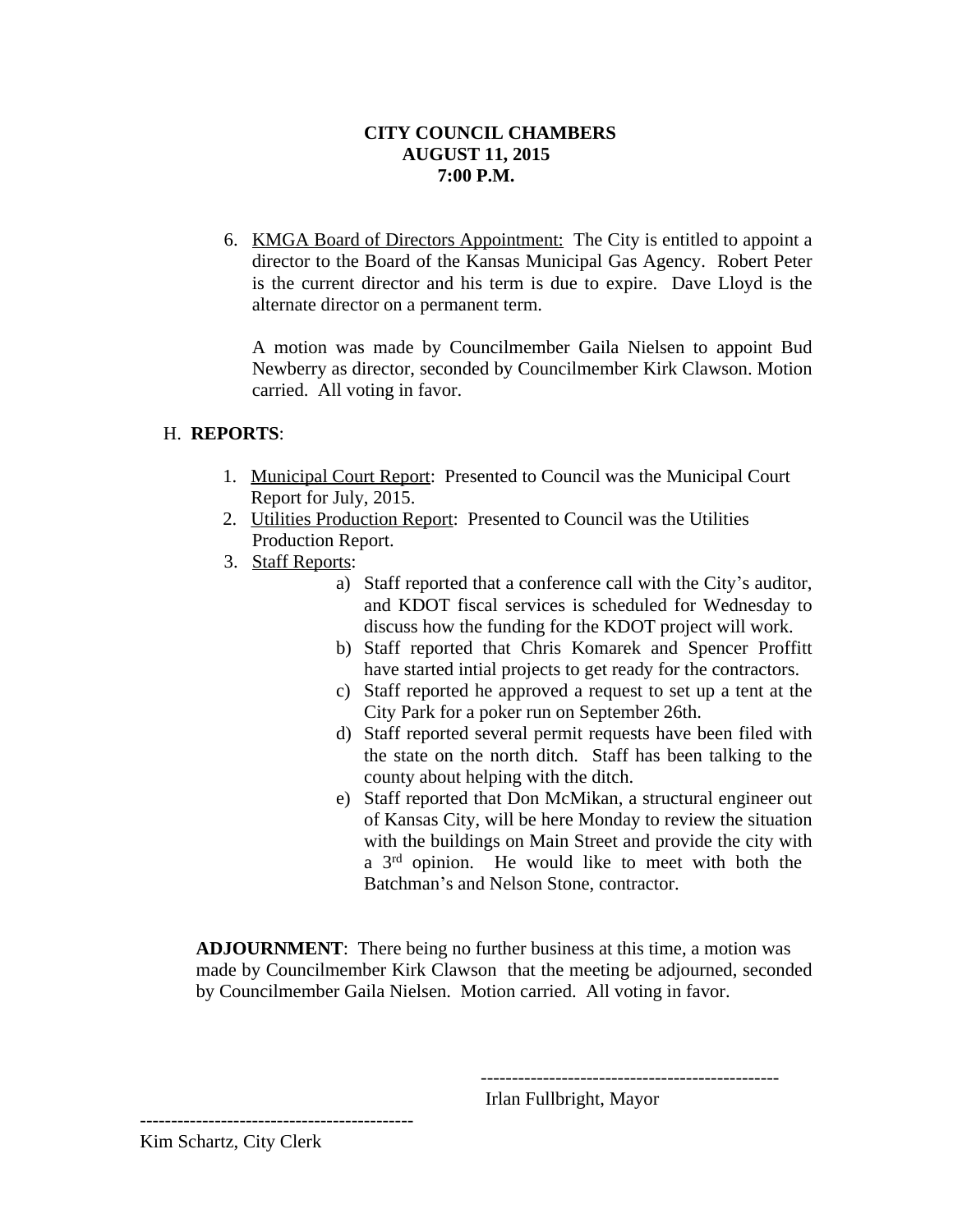**CITY COUNCIL CHAMBERS**
**AUGUST 11, 2015**
**7:00 P.M.**

6. KMGA Board of Directors Appointment: The City is entitled to appoint a director to the Board of the Kansas Municipal Gas Agency. Robert Peter is the current director and his term is due to expire. Dave Lloyd is the alternate director on a permanent term.

   A motion was made by Councilmember Gaila Nielsen to appoint Bud Newberry as director, seconded by Councilmember Kirk Clawson. Motion carried. All voting in favor.

H. **REPORTS**:

1. Municipal Court Report: Presented to Council was the Municipal Court Report for July, 2015.
2. Utilities Production Report: Presented to Council was the Utilities Production Report.
3. Staff Reports:
   a) Staff reported that a conference call with the City's auditor, and KDOT fiscal services is scheduled for Wednesday to discuss how the funding for the KDOT project will work.
   b) Staff reported that Chris Komarek and Spencer Proffitt have started intial projects to get ready for the contractors.
   c) Staff reported he approved a request to set up a tent at the City Park for a poker run on September 26th.
   d) Staff reported several permit requests have been filed with the state on the north ditch. Staff has been talking to the county about helping with the ditch.
   e) Staff reported that Don McMikan, a structural engineer out of Kansas City, will be here Monday to review the situation with the buildings on Main Street and provide the city with a 3rd opinion. He would like to meet with both the Batchman's and Nelson Stone, contractor.

**ADJOURNMENT**: There being no further business at this time, a motion was made by Councilmember Kirk Clawson that the meeting be adjourned, seconded by Councilmember Gaila Nielsen. Motion carried. All voting in favor.

-----------------------------------------------
Irlan Fullbright, Mayor

-------------------------------------------
Kim Schartz, City Clerk